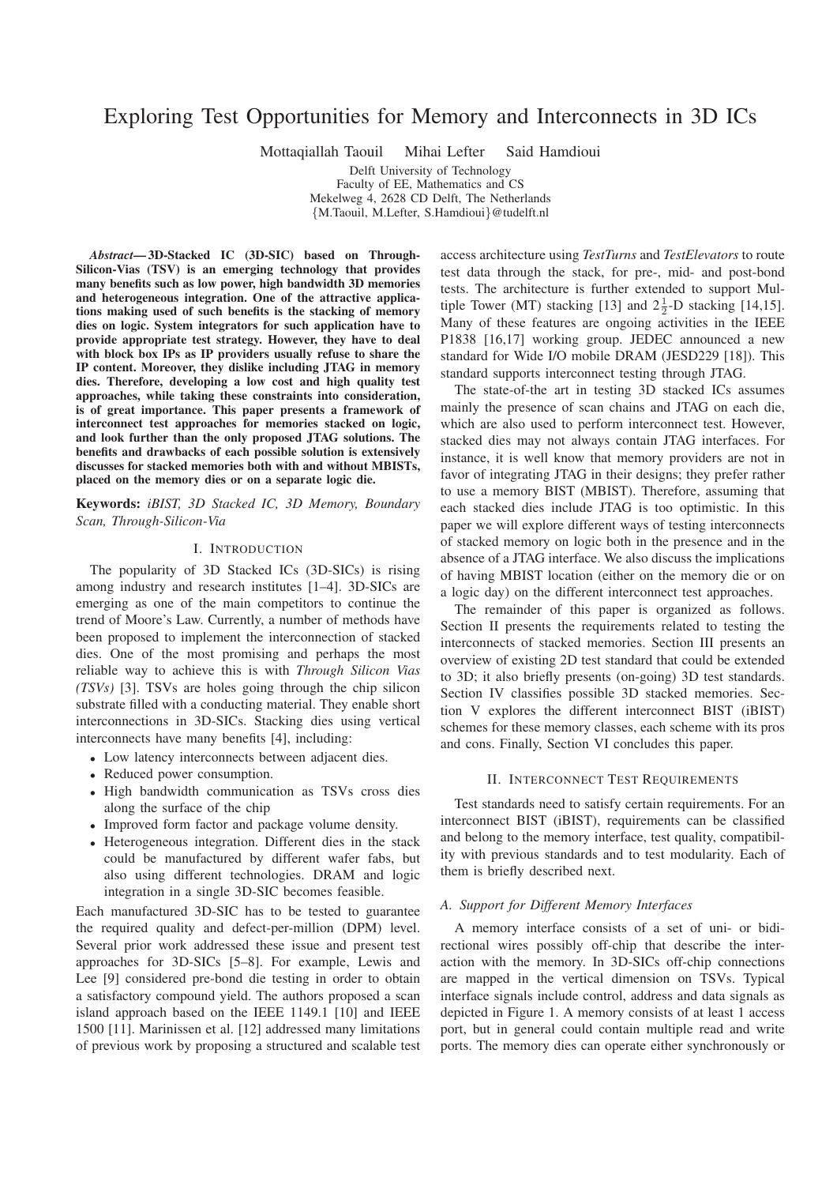# Exploring Test Opportunities for Memory and Interconnects in 3D ICs

Mottaqiallah Taouil    Mihai Lefter    Said Hamdioui

Delft University of Technology
Faculty of EE, Mathematics and CS
Mekelweg 4, 2628 CD Delft, The Netherlands
{M.Taouil, M.Lefter, S.Hamdioui}@tudelft.nl

***Abstract*— 3D-Stacked IC (3D-SIC) based on Through-Silicon-Vias (TSV) is an emerging technology that provides many benefits such as low power, high bandwidth 3D memories and heterogeneous integration. One of the attractive applications making use of such benefits is the stacking of memory dies on logic. System integrators for such application have to provide appropriate test strategy. However, they have to deal with block box IPs as IP providers usually refuse to share the IP content. Moreover, they dislike including JTAG in memory dies. Therefore, developing a low cost and high quality test approaches, while taking these constraints into consideration, is of great importance. This paper presents a framework of interconnect test approaches for memories stacked on logic, and look further than the only proposed JTAG solutions. The benefits and drawbacks of each possible solution is extensively discusses for stacked memories both with and without MBISTs, placed on the memory dies or on a separate logic die.**

**Keywords:** *iBIST, 3D Stacked IC, 3D Memory, Boundary Scan, Through-Silicon-Via*

## I. Introduction

The popularity of 3D Stacked ICs (3D-SICs) is rising among industry and research institutes [1–4]. 3D-SICs are emerging as one of the main competitors to continue the trend of Moore's Law. Currently, a number of methods have been proposed to implement the interconnection of stacked dies. One of the most promising and perhaps the most reliable way to achieve this is with *Through Silicon Vias (TSVs)* [3]. TSVs are holes going through the chip silicon substrate filled with a conducting material. They enable short interconnections in 3D-SICs. Stacking dies using vertical interconnects have many benefits [4], including:

- Low latency interconnects between adjacent dies.
- Reduced power consumption.
- High bandwidth communication as TSVs cross dies along the surface of the chip
- Improved form factor and package volume density.
- Heterogeneous integration. Different dies in the stack could be manufactured by different wafer fabs, but also using different technologies. DRAM and logic integration in a single 3D-SIC becomes feasible.

Each manufactured 3D-SIC has to be tested to guarantee the required quality and defect-per-million (DPM) level. Several prior work addressed these issue and present test approaches for 3D-SICs [5–8]. For example, Lewis and Lee [9] considered pre-bond die testing in order to obtain a satisfactory compound yield. The authors proposed a scan island approach based on the IEEE 1149.1 [10] and IEEE 1500 [11]. Marinissen et al. [12] addressed many limitations of previous work by proposing a structured and scalable test access architecture using *TestTurns* and *TestElevators* to route test data through the stack, for pre-, mid- and post-bond tests. The architecture is further extended to support Multiple Tower (MT) stacking [13] and $2\frac{1}{2}$-D stacking [14,15]. Many of these features are ongoing activities in the IEEE P1838 [16,17] working group. JEDEC announced a new standard for Wide I/O mobile DRAM (JESD229 [18]). This standard supports interconnect testing through JTAG.

The state-of-the art in testing 3D stacked ICs assumes mainly the presence of scan chains and JTAG on each die, which are also used to perform interconnect test. However, stacked dies may not always contain JTAG interfaces. For instance, it is well know that memory providers are not in favor of integrating JTAG in their designs; they prefer rather to use a memory BIST (MBIST). Therefore, assuming that each stacked dies include JTAG is too optimistic. In this paper we will explore different ways of testing interconnects of stacked memory on logic both in the presence and in the absence of a JTAG interface. We also discuss the implications of having MBIST location (either on the memory die or on a logic day) on the different interconnect test approaches.

The remainder of this paper is organized as follows. Section II presents the requirements related to testing the interconnects of stacked memories. Section III presents an overview of existing 2D test standard that could be extended to 3D; it also briefly presents (on-going) 3D test standards. Section IV classifies possible 3D stacked memories. Section V explores the different interconnect BIST (iBIST) schemes for these memory classes, each scheme with its pros and cons. Finally, Section VI concludes this paper.

## II. Interconnect Test Requirements

Test standards need to satisfy certain requirements. For an interconnect BIST (iBIST), requirements can be classified and belong to the memory interface, test quality, compatibility with previous standards and to test modularity. Each of them is briefly described next.

### A. Support for Different Memory Interfaces

A memory interface consists of a set of uni- or bidirectional wires possibly off-chip that describe the interaction with the memory. In 3D-SICs off-chip connections are mapped in the vertical dimension on TSVs. Typical interface signals include control, address and data signals as depicted in Figure 1. A memory consists of at least 1 access port, but in general could contain multiple read and write ports. The memory dies can operate either synchronously or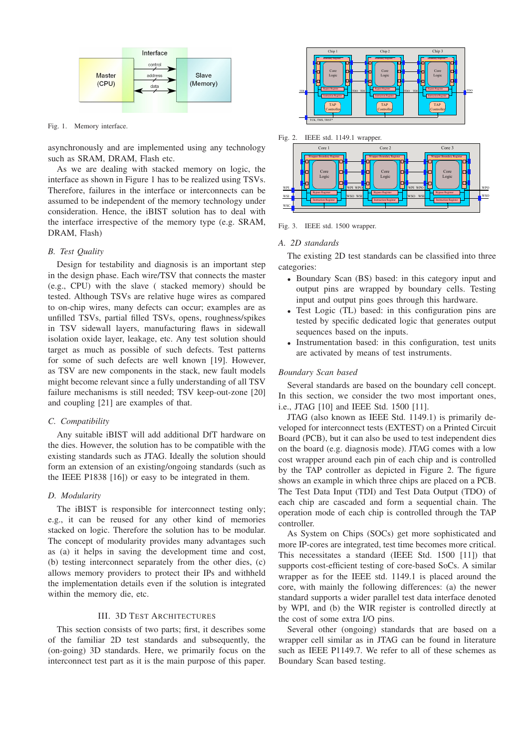Fig. 1. Memory interface.

asynchronously and are implemented using any technology such as SRAM, DRAM, Flash etc.

As we are dealing with stacked memory on logic, the interface as shown in Figure 1 has to be realized using TSVs. Therefore, failures in the interface or interconnects can be assumed to be independent of the memory technology under consideration. Hence, the iBIST solution has to deal with the interface irrespective of the memory type (e.g. SRAM, DRAM, Flash)

### *B. Test Quality*

Design for testability and diagnosis is an important step in the design phase. Each wire/TSV that connects the master (e.g., CPU) with the slave ( stacked memory) should be tested. Although TSVs are relative huge wires as compared to on-chip wires, many defects can occur; examples are as unfilled TSVs, partial filled TSVs, opens, roughness/spikes in TSV sidewall layers, manufacturing flaws in sidewall isolation oxide layer, leakage, etc. Any test solution should target as much as possible of such defects. Test patterns for some of such defects are well known [19]. However, as TSV are new components in the stack, new fault models might become relevant since a fully understanding of all TSV failure mechanisms is still needed; TSV keep-out-zone [20] and coupling [21] are examples of that.

### *C. Compatibility*

Any suitable iBIST will add additional DfT hardware on the dies. However, the solution has to be compatible with the existing standards such as JTAG. Ideally the solution should form an extension of an existing/ongoing standards (such as the IEEE P1838 [16]) or easy to be integrated in them.

### *D. Modularity*

The iBIST is responsible for interconnect testing only; e.g., it can be reused for any other kind of memories stacked on logic. Therefore the solution has to be modular. The concept of modularity provides many advantages such as (a) it helps in saving the development time and cost, (b) testing interconnect separately from the other dies, (c) allows memory providers to protect their IPs and withheld the implementation details even if the solution is integrated within the memory die, etc.

## III. 3D Test Architectures

This section consists of two parts; first, it describes some of the familiar 2D test standards and subsequently, the (on-going) 3D standards. Here, we primarily focus on the interconnect test part as it is the main purpose of this paper.

Fig. 2. IEEE std. 1149.1 wrapper.

Fig. 3. IEEE std. 1500 wrapper.

### *A. 2D standards*

The existing 2D test standards can be classified into three categories:

- Boundary Scan (BS) based: in this category input and output pins are wrapped by boundary cells. Testing input and output pins goes through this hardware.
- Test Logic (TL) based: in this configuration pins are tested by specific dedicated logic that generates output sequences based on the inputs.
- Instrumentation based: in this configuration, test units are activated by means of test instruments.

#### *Boundary Scan based*

Several standards are based on the boundary cell concept. In this section, we consider the two most important ones, i.e., JTAG [10] and IEEE Std. 1500 [11].

JTAG (also known as IEEE Std. 1149.1) is primarily developed for interconnect tests (EXTEST) on a Printed Circuit Board (PCB), but it can also be used to test independent dies on the board (e.g. diagnosis mode). JTAG comes with a low cost wrapper around each pin of each chip and is controlled by the TAP controller as depicted in Figure 2. The figure shows an example in which three chips are placed on a PCB. The Test Data Input (TDI) and Test Data Output (TDO) of each chip are cascaded and form a sequential chain. The operation mode of each chip is controlled through the TAP controller.

As System on Chips (SOCs) get more sophisticated and more IP-cores are integrated, test time becomes more critical. This necessitates a standard (IEEE Std. 1500 [11]) that supports cost-efficient testing of core-based SoCs. A similar wrapper as for the IEEE std. 1149.1 is placed around the core, with mainly the following differences: (a) the newer standard supports a wider parallel test data interface denoted by WPI, and (b) the WIR register is controlled directly at the cost of some extra I/O pins.

Several other (ongoing) standards that are based on a wrapper cell similar as in JTAG can be found in literature such as IEEE P1149.7. We refer to all of these schemes as Boundary Scan based testing.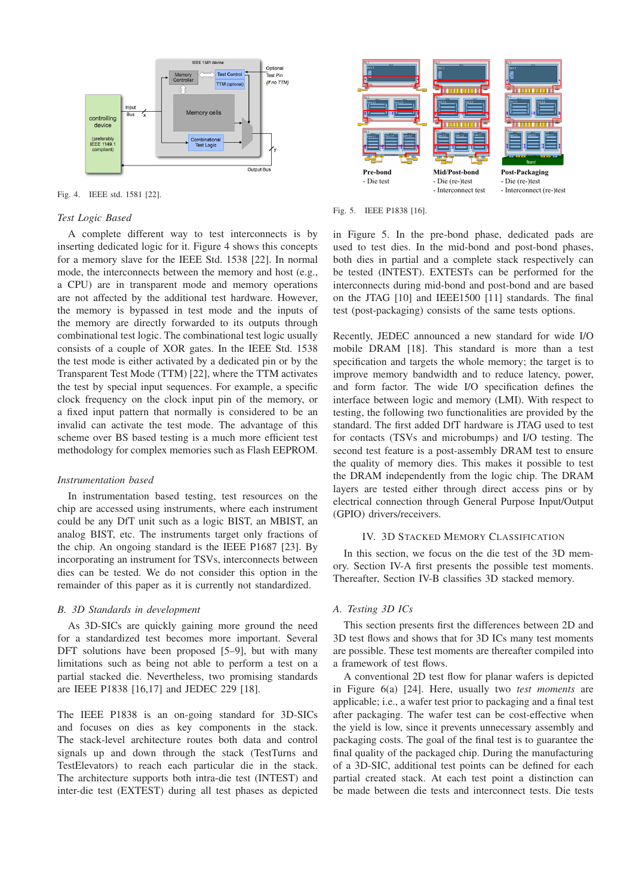Fig. 4. IEEE std. 1581 [22].

*Test Logic Based*

A complete different way to test interconnects is by inserting dedicated logic for it. Figure 4 shows this concepts for a memory slave for the IEEE Std. 1538 [22]. In normal mode, the interconnects between the memory and host (e.g., a CPU) are in transparent mode and memory operations are not affected by the additional test hardware. However, the memory is bypassed in test mode and the inputs of the memory are directly forwarded to its outputs through combinational test logic. The combinational test logic usually consists of a couple of XOR gates. In the IEEE Std. 1538 the test mode is either activated by a dedicated pin or by the Transparent Test Mode (TTM) [22], where the TTM activates the test by special input sequences. For example, a specific clock frequency on the clock input pin of the memory, or a fixed input pattern that normally is considered to be an invalid can activate the test mode. The advantage of this scheme over BS based testing is a much more efficient test methodology for complex memories such as Flash EEPROM.

*Instrumentation based*

In instrumentation based testing, test resources on the chip are accessed using instruments, where each instrument could be any DfT unit such as a logic BIST, an MBIST, an analog BIST, etc. The instruments target only fractions of the chip. An ongoing standard is the IEEE P1687 [23]. By incorporating an instrument for TSVs, interconnects between dies can be tested. We do not consider this option in the remainder of this paper as it is currently not standardized.

## B. 3D Standards in development

As 3D-SICs are quickly gaining more ground the need for a standardized test becomes more important. Several DFT solutions have been proposed [5–9], but with many limitations such as being not able to perform a test on a partial stacked die. Nevertheless, two promising standards are IEEE P1838 [16,17] and JEDEC 229 [18].

The IEEE P1838 is an on-going standard for 3D-SICs and focuses on dies as key components in the stack. The stack-level architecture routes both data and control signals up and down through the stack (TestTurns and TestElevators) to reach each particular die in the stack. The architecture supports both intra-die test (INTEST) and inter-die test (EXTEST) during all test phases as depicted in Figure 5. In the pre-bond phase, dedicated pads are used to test dies. In the mid-bond and post-bond phases, both dies in partial and a complete stack respectively can be tested (INTEST). EXTESTs can be performed for the interconnects during mid-bond and post-bond and are based on the JTAG [10] and IEEE1500 [11] standards. The final test (post-packaging) consists of the same tests options.

Fig. 5. IEEE P1838 [16].

Recently, JEDEC announced a new standard for wide I/O mobile DRAM [18]. This standard is more than a test specification and targets the whole memory; the target is to improve memory bandwidth and to reduce latency, power, and form factor. The wide I/O specification defines the interface between logic and memory (LMI). With respect to testing, the following two functionalities are provided by the standard. The first added DfT hardware is JTAG used to test for contacts (TSVs and microbumps) and I/O testing. The second test feature is a post-assembly DRAM test to ensure the quality of memory dies. This makes it possible to test the DRAM independently from the logic chip. The DRAM layers are tested either through direct access pins or by electrical connection through General Purpose Input/Output (GPIO) drivers/receivers.

# IV. 3D Stacked Memory Classification

In this section, we focus on the die test of the 3D memory. Section IV-A first presents the possible test moments. Thereafter, Section IV-B classifies 3D stacked memory.

## A. Testing 3D ICs

This section presents first the differences between 2D and 3D test flows and shows that for 3D ICs many test moments are possible. These test moments are thereafter compiled into a framework of test flows.

A conventional 2D test flow for planar wafers is depicted in Figure 6(a) [24]. Here, usually two *test moments* are applicable; i.e., a wafer test prior to packaging and a final test after packaging. The wafer test can be cost-effective when the yield is low, since it prevents unnecessary assembly and packaging costs. The goal of the final test is to guarantee the final quality of the packaged chip. During the manufacturing of a 3D-SIC, additional test points can be defined for each partial created stack. At each test point a distinction can be made between die tests and interconnect tests. Die tests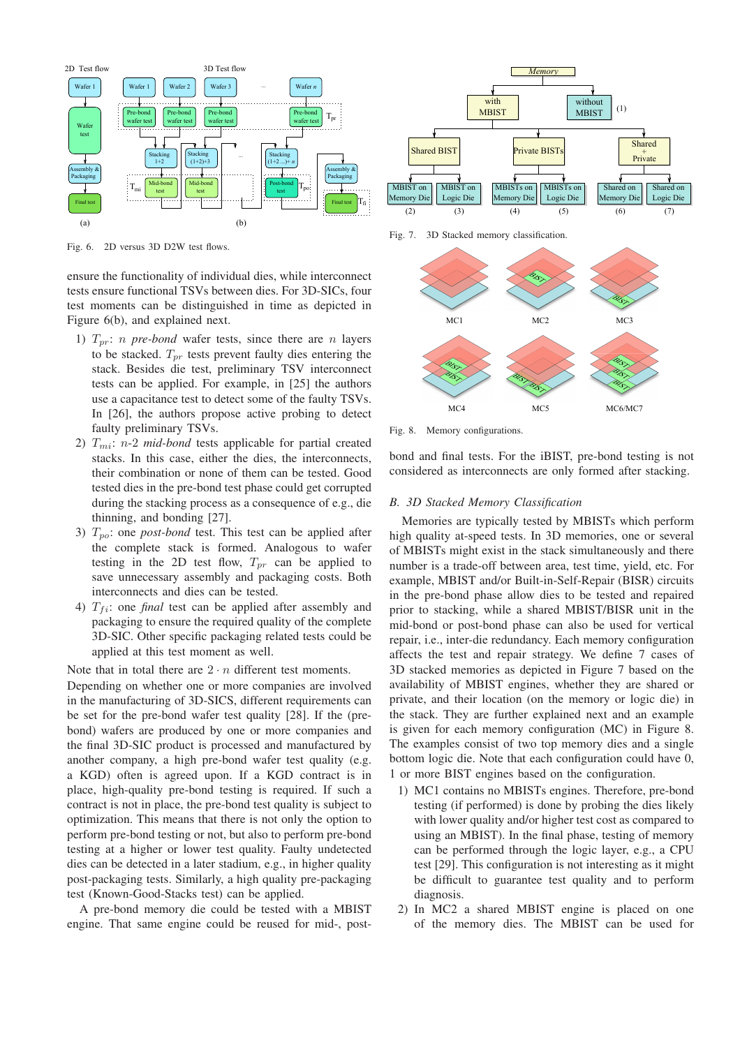Fig. 6. 2D versus 3D D2W test flows.

ensure the functionality of individual dies, while interconnect tests ensure functional TSVs between dies. For 3D-SICs, four test moments can be distinguished in time as depicted in Figure 6(b), and explained next.

1) $T_{pr}$: $n$ *pre-bond* wafer tests, since there are $n$ layers to be stacked. $T_{pr}$ tests prevent faulty dies entering the stack. Besides die test, preliminary TSV interconnect tests can be applied. For example, in [25] the authors use a capacitance test to detect some of the faulty TSVs. In [26], the authors propose active probing to detect faulty preliminary TSVs.
2) $T_{mi}$: $n$-2 *mid-bond* tests applicable for partial created stacks. In this case, either the dies, the interconnects, their combination or none of them can be tested. Good tested dies in the pre-bond test phase could get corrupted during the stacking process as a consequence of e.g., die thinning, and bonding [27].
3) $T_{po}$: one *post-bond* test. This test can be applied after the complete stack is formed. Analogous to wafer testing in the 2D test flow, $T_{pr}$ can be applied to save unnecessary assembly and packaging costs. Both interconnects and dies can be tested.
4) $T_{fi}$: one *final* test can be applied after assembly and packaging to ensure the required quality of the complete 3D-SIC. Other specific packaging related tests could be applied at this test moment as well.

Note that in total there are $2 \cdot n$ different test moments.

Depending on whether one or more companies are involved in the manufacturing of 3D-SICS, different requirements can be set for the pre-bond wafer test quality [28]. If the (pre-bond) wafers are produced by one or more companies and the final 3D-SIC product is processed and manufactured by another company, a high pre-bond wafer test quality (e.g. a KGD) often is agreed upon. If a KGD contract is in place, high-quality pre-bond testing is required. If such a contract is not in place, the pre-bond test quality is subject to optimization. This means that there is not only the option to perform pre-bond testing or not, but also to perform pre-bond testing at a higher or lower test quality. Faulty undetected dies can be detected in a later stadium, e.g., in higher quality post-packaging tests. Similarly, a high quality pre-packaging test (Known-Good-Stacks test) can be applied.

A pre-bond memory die could be tested with a MBIST engine. That same engine could be reused for mid-, post-bond and final tests. For the iBIST, pre-bond testing is not considered as interconnects are only formed after stacking.

Fig. 7. 3D Stacked memory classification.

Fig. 8. Memory configurations.

## B. 3D Stacked Memory Classification

Memories are typically tested by MBISTs which perform high quality at-speed tests. In 3D memories, one or several of MBISTs might exist in the stack simultaneously and their number is a trade-off between area, test time, yield, etc. For example, MBIST and/or Built-in-Self-Repair (BISR) circuits in the pre-bond phase allow dies to be tested and repaired prior to stacking, while a shared MBIST/BISR unit in the mid-bond or post-bond phase can also be used for vertical repair, i.e., inter-die redundancy. Each memory configuration affects the test and repair strategy. We define 7 cases of 3D stacked memories as depicted in Figure 7 based on the availability of MBIST engines, whether they are shared or private, and their location (on the memory or logic die) in the stack. They are further explained next and an example is given for each memory configuration (MC) in Figure 8. The examples consist of two top memory dies and a single bottom logic die. Note that each configuration could have 0, 1 or more BIST engines based on the configuration.

1) MC1 contains no MBISTs engines. Therefore, pre-bond testing (if performed) is done by probing the dies likely with lower quality and/or higher test cost as compared to using an MBIST). In the final phase, testing of memory can be performed through the logic layer, e.g., a CPU test [29]. This configuration is not interesting as it might be difficult to guarantee test quality and to perform diagnosis.
2) In MC2 a shared MBIST engine is placed on one of the memory dies. The MBIST can be used for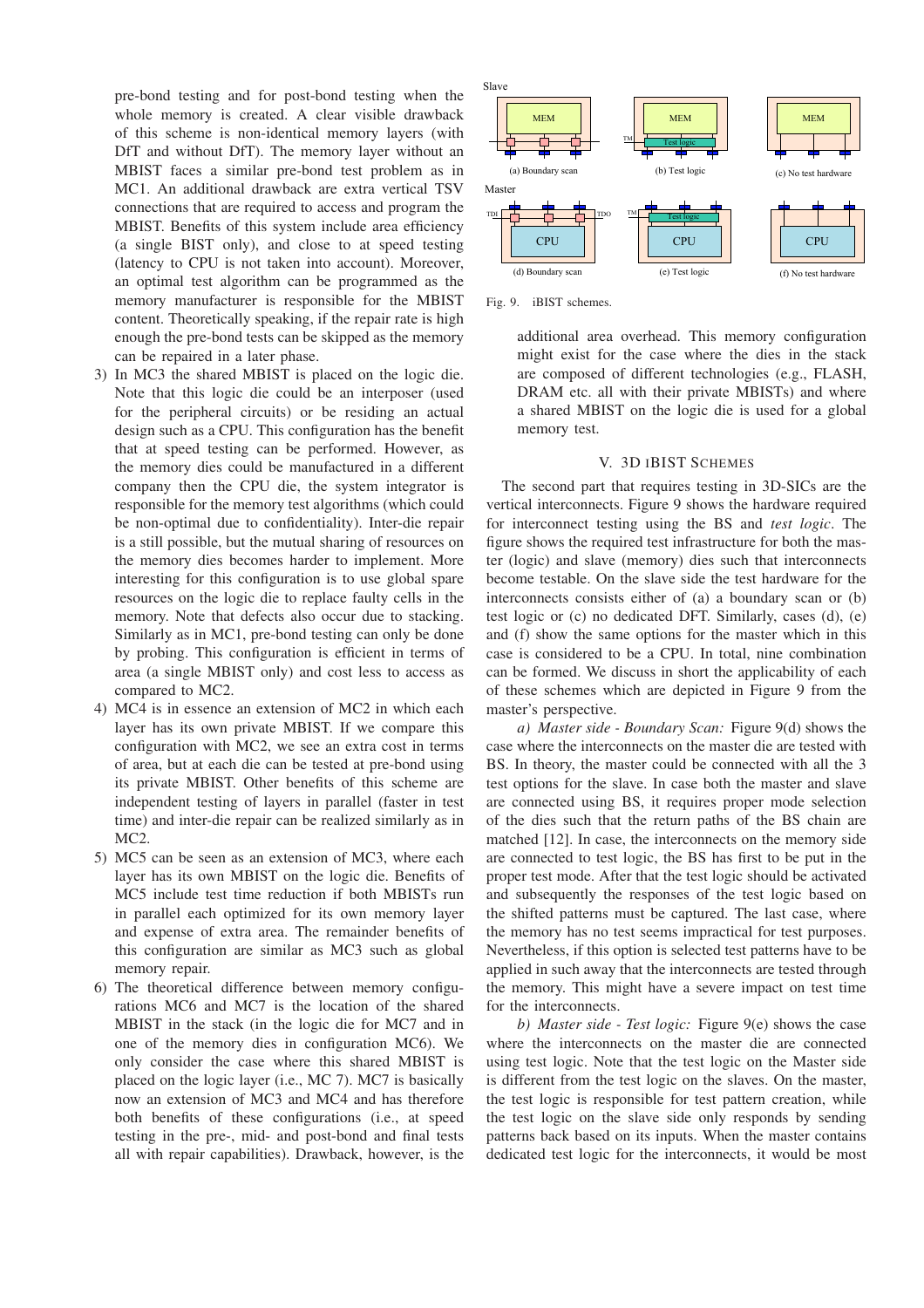pre-bond testing and for post-bond testing when the whole memory is created. A clear visible drawback of this scheme is non-identical memory layers (with DfT and without DfT). The memory layer without an MBIST faces a similar pre-bond test problem as in MC1. An additional drawback are extra vertical TSV connections that are required to access and program the MBIST. Benefits of this system include area efficiency (a single BIST only), and close to at speed testing (latency to CPU is not taken into account). Moreover, an optimal test algorithm can be programmed as the memory manufacturer is responsible for the MBIST content. Theoretically speaking, if the repair rate is high enough the pre-bond tests can be skipped as the memory can be repaired in a later phase.

3) In MC3 the shared MBIST is placed on the logic die. Note that this logic die could be an interposer (used for the peripheral circuits) or be residing an actual design such as a CPU. This configuration has the benefit that at speed testing can be performed. However, as the memory dies could be manufactured in a different company then the CPU die, the system integrator is responsible for the memory test algorithms (which could be non-optimal due to confidentiality). Inter-die repair is a still possible, but the mutual sharing of resources on the memory dies becomes harder to implement. More interesting for this configuration is to use global spare resources on the logic die to replace faulty cells in the memory. Note that defects also occur due to stacking. Similarly as in MC1, pre-bond testing can only be done by probing. This configuration is efficient in terms of area (a single MBIST only) and cost less to access as compared to MC2.
4) MC4 is in essence an extension of MC2 in which each layer has its own private MBIST. If we compare this configuration with MC2, we see an extra cost in terms of area, but at each die can be tested at pre-bond using its private MBIST. Other benefits of this scheme are independent testing of layers in parallel (faster in test time) and inter-die repair can be realized similarly as in MC2.
5) MC5 can be seen as an extension of MC3, where each layer has its own MBIST on the logic die. Benefits of MC5 include test time reduction if both MBISTs run in parallel each optimized for its own memory layer and expense of extra area. The remainder benefits of this configuration are similar as MC3 such as global memory repair.
6) The theoretical difference between memory configurations MC6 and MC7 is the location of the shared MBIST in the stack (in the logic die for MC7 and in one of the memory dies in configuration MC6). We only consider the case where this shared MBIST is placed on the logic layer (i.e., MC 7). MC7 is basically now an extension of MC3 and MC4 and has therefore both benefits of these configurations (i.e., at speed testing in the pre-, mid- and post-bond and final tests all with repair capabilities). Drawback, however, is the additional area overhead. This memory configuration might exist for the case where the dies in the stack are composed of different technologies (e.g., FLASH, DRAM etc. all with their private MBISTs) and where a shared MBIST on the logic die is used for a global memory test.

Slave

MEM

(a) Boundary scan

TM

MEM

Test logic

(b) Test logic

MEM

(c) No test hardware

Master

TDI

TDO

CPU

(d) Boundary scan

TM

Test logic

CPU

(e) Test logic

CPU

(f) No test hardware

Fig. 9. iBIST schemes.

## V. 3D iBIST Schemes

The second part that requires testing in 3D-SICs are the vertical interconnects. Figure 9 shows the hardware required for interconnect testing using the BS and *test logic*. The figure shows the required test infrastructure for both the master (logic) and slave (memory) dies such that interconnects become testable. On the slave side the test hardware for the interconnects consists either of (a) a boundary scan or (b) test logic or (c) no dedicated DFT. Similarly, cases (d), (e) and (f) show the same options for the master which in this case is considered to be a CPU. In total, nine combination can be formed. We discuss in short the applicability of each of these schemes which are depicted in Figure 9 from the master's perspective.

*a) Master side - Boundary Scan:* Figure 9(d) shows the case where the interconnects on the master die are tested with BS. In theory, the master could be connected with all the 3 test options for the slave. In case both the master and slave are connected using BS, it requires proper mode selection of the dies such that the return paths of the BS chain are matched [12]. In case, the interconnects on the memory side are connected to test logic, the BS has first to be put in the proper test mode. After that the test logic should be activated and subsequently the responses of the test logic based on the shifted patterns must be captured. The last case, where the memory has no test seems impractical for test purposes. Nevertheless, if this option is selected test patterns have to be applied in such away that the interconnects are tested through the memory. This might have a severe impact on test time for the interconnects.

*b) Master side - Test logic:* Figure 9(e) shows the case where the interconnects on the master die are connected using test logic. Note that the test logic on the Master side is different from the test logic on the slaves. On the master, the test logic is responsible for test pattern creation, while the test logic on the slave side only responds by sending patterns back based on its inputs. When the master contains dedicated test logic for the interconnects, it would be most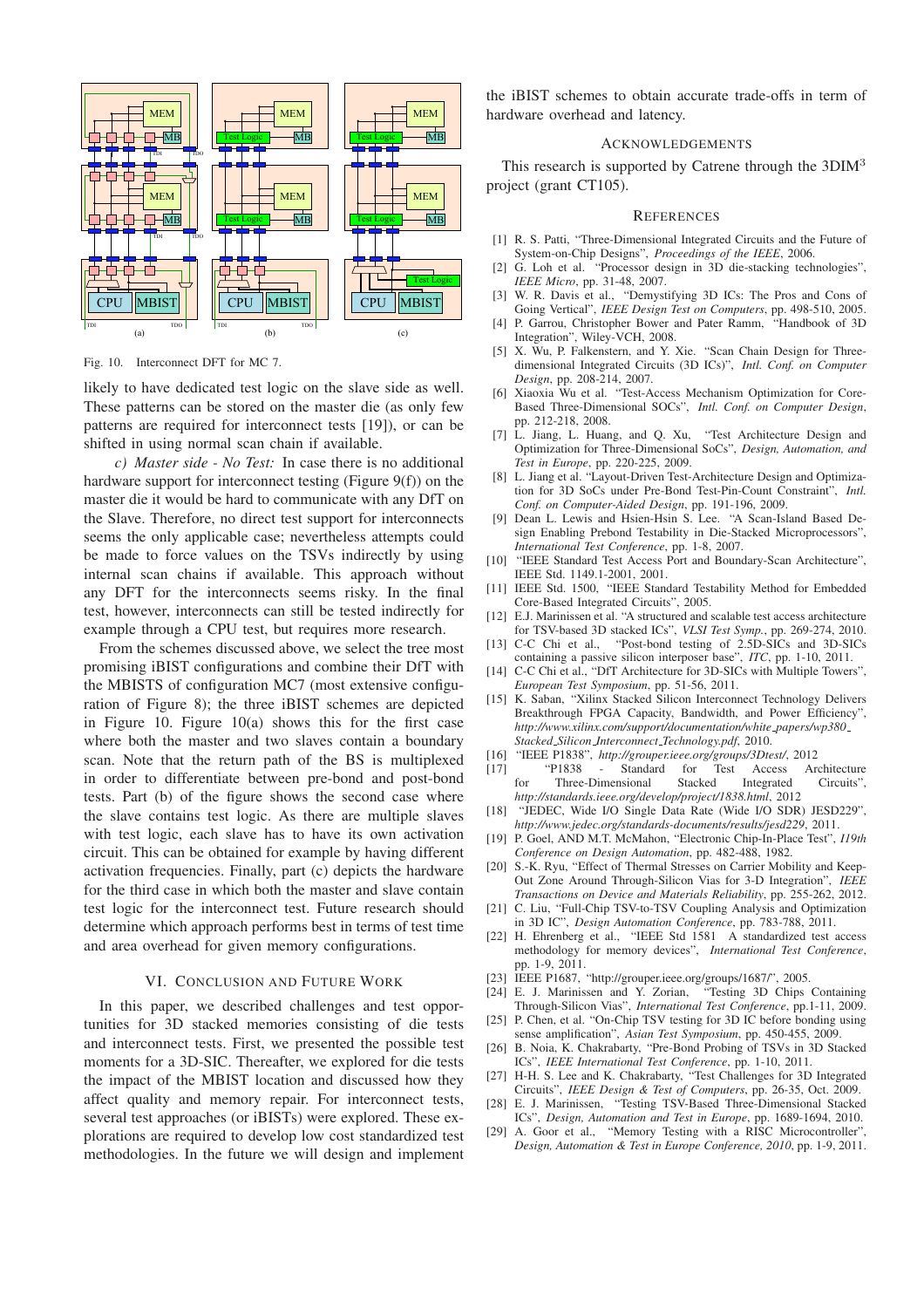MEM
MB
TDI
TDO
MEM
MB
TDI
TDO
CPU
MBIST
TDI
TDO
(a)

MEM
Test Logic
MB
MEM
Test Logic
MB
CPU
MBIST
TDI
TDO
(b)

MEM
Test Logic
MB
MEM
Test Logic
MB
Test Logic
CPU
MBIST
(c)

Fig. 10. Interconnect DFT for MC 7.

likely to have dedicated test logic on the slave side as well. These patterns can be stored on the master die (as only few patterns are required for interconnect tests [19]), or can be shifted in using normal scan chain if available.

*c) Master side - No Test:* In case there is no additional hardware support for interconnect testing (Figure 9(f)) on the master die it would be hard to communicate with any DfT on the Slave. Therefore, no direct test support for interconnects seems the only applicable case; nevertheless attempts could be made to force values on the TSVs indirectly by using internal scan chains if available. This approach without any DFT for the interconnects seems risky. In the final test, however, interconnects can still be tested indirectly for example through a CPU test, but requires more research.

From the schemes discussed above, we select the tree most promising iBIST configurations and combine their DfT with the MBISTS of configuration MC7 (most extensive configuration of Figure 8); the three iBIST schemes are depicted in Figure 10. Figure 10(a) shows this for the first case where both the master and two slaves contain a boundary scan. Note that the return path of the BS is multiplexed in order to differentiate between pre-bond and post-bond tests. Part (b) of the figure shows the second case where the slave contains test logic. As there are multiple slaves with test logic, each slave has to have its own activation circuit. This can be obtained for example by having different activation frequencies. Finally, part (c) depicts the hardware for the third case in which both the master and slave contain test logic for the interconnect test. Future research should determine which approach performs best in terms of test time and area overhead for given memory configurations.

## VI. Conclusion and Future Work

In this paper, we described challenges and test opportunities for 3D stacked memories consisting of die tests and interconnect tests. First, we presented the possible test moments for a 3D-SIC. Thereafter, we explored for die tests the impact of the MBIST location and discussed how they affect quality and memory repair. For interconnect tests, several test approaches (or iBISTs) were explored. These explorations are required to develop low cost standardized test methodologies. In the future we will design and implement the iBIST schemes to obtain accurate trade-offs in term of hardware overhead and latency.

## Acknowledgements

This research is supported by Catrene through the 3DIM$^3$ project (grant CT105).

## References

[1] R. S. Patti, "Three-Dimensional Integrated Circuits and the Future of System-on-Chip Designs", *Proceedings of the IEEE*, 2006.

[2] G. Loh et al. "Processor design in 3D die-stacking technologies", *IEEE Micro*, pp. 31-48, 2007.

[3] W. R. Davis et al., "Demystifying 3D ICs: The Pros and Cons of Going Vertical", *IEEE Design Test on Computers*, pp. 498-510, 2005.

[4] P. Garrou, Christopher Bower and Pater Ramm, "Handbook of 3D Integration", Wiley-VCH, 2008.

[5] X. Wu, P. Falkenstern, and Y. Xie. "Scan Chain Design for Three-dimensional Integrated Circuits (3D ICs)", *Intl. Conf. on Computer Design*, pp. 208-214, 2007.

[6] Xiaoxia Wu et al. "Test-Access Mechanism Optimization for Core-Based Three-Dimensional SOCs", *Intl. Conf. on Computer Design*, pp. 212-218, 2008.

[7] L. Jiang, L. Huang, and Q. Xu, "Test Architecture Design and Optimization for Three-Dimensional SoCs", *Design, Automation, and Test in Europe*, pp. 220-225, 2009.

[8] L. Jiang et al. "Layout-Driven Test-Architecture Design and Optimization for 3D SoCs under Pre-Bond Test-Pin-Count Constraint", *Intl. Conf. on Computer-Aided Design*, pp. 191-196, 2009.

[9] Dean L. Lewis and Hsien-Hsin S. Lee. "A Scan-Island Based Design Enabling Prebond Testability in Die-Stacked Microprocessors", *International Test Conference*, pp. 1-8, 2007.

[10] "IEEE Standard Test Access Port and Boundary-Scan Architecture", IEEE Std. 1149.1-2001, 2001.

[11] IEEE Std. 1500, "IEEE Standard Testability Method for Embedded Core-Based Integrated Circuits", 2005.

[12] E.J. Marinissen et al. "A structured and scalable test access architecture for TSV-based 3D stacked ICs", *VLSI Test Symp.*, pp. 269-274, 2010.

[13] C-C Chi et al., "Post-bond testing of 2.5D-SICs and 3D-SICs containing a passive silicon interposer base", *ITC*, pp. 1-10, 2011.

[14] C-C Chi et al., "DfT Architecture for 3D-SICs with Multiple Towers", *European Test Symposium*, pp. 51-56, 2011.

[15] K. Saban, "Xilinx Stacked Silicon Interconnect Technology Delivers Breakthrough FPGA Capacity, Bandwidth, and Power Efficiency", *http://www.xilinx.com/support/documentation/white_papers/wp380_Stacked_Silicon_Interconnect_Technology.pdf*, 2010.

[16] "IEEE P1838", *http://grouper.ieee.org/groups/3Dtest/*, 2012

[17] "P1838 - Standard for Test Access Architecture for Three-Dimensional Stacked Integrated Circuits", *http://standards.ieee.org/develop/project/1838.html*, 2012

[18] "JEDEC, Wide I/O Single Data Rate (Wide I/O SDR) JESD229", *http://www.jedec.org/standards-documents/results/jesd229*, 2011.

[19] P. Goel, AND M.T. McMahon, "Electronic Chip-In-Place Test", *I19th Conference on Design Automation*, pp. 482-488, 1982.

[20] S.-K. Ryu, "Effect of Thermal Stresses on Carrier Mobility and Keep-Out Zone Around Through-Silicon Vias for 3-D Integration", *IEEE Transactions on Device and Materials Reliability*, pp. 255-262, 2012.

[21] C. Liu, "Full-Chip TSV-to-TSV Coupling Analysis and Optimization in 3D IC", *Design Automation Conference*, pp. 783-788, 2011.

[22] H. Ehrenberg et al., "IEEE Std 1581 A standardized test access methodology for memory devices", *International Test Conference*, pp. 1-9, 2011.

[23] IEEE P1687, "http://grouper.ieee.org/groups/1687/", 2005.

[24] E. J. Marinissen and Y. Zorian, "Testing 3D Chips Containing Through-Silicon Vias", *International Test Conference*, pp.1-11, 2009.

[25] P. Chen, et al. "On-Chip TSV testing for 3D IC before bonding using sense amplification", *Asian Test Symposium*, pp. 450-455, 2009.

[26] B. Noia, K. Chakrabarty, "Pre-Bond Probing of TSVs in 3D Stacked ICs", *IEEE International Test Conference*, pp. 1-10, 2011.

[27] H-H. S. Lee and K. Chakrabarty, "Test Challenges for 3D Integrated Circuits", *IEEE Design & Test of Computers*, pp. 26-35, Oct. 2009.

[28] E. J. Marinissen, "Testing TSV-Based Three-Dimensional Stacked ICs", *Design, Automation and Test in Europe*, pp. 1689-1694, 2010.

[29] A. Goor et al., "Memory Testing with a RISC Microcontroller", *Design, Automation & Test in Europe Conference, 2010*, pp. 1-9, 2011.